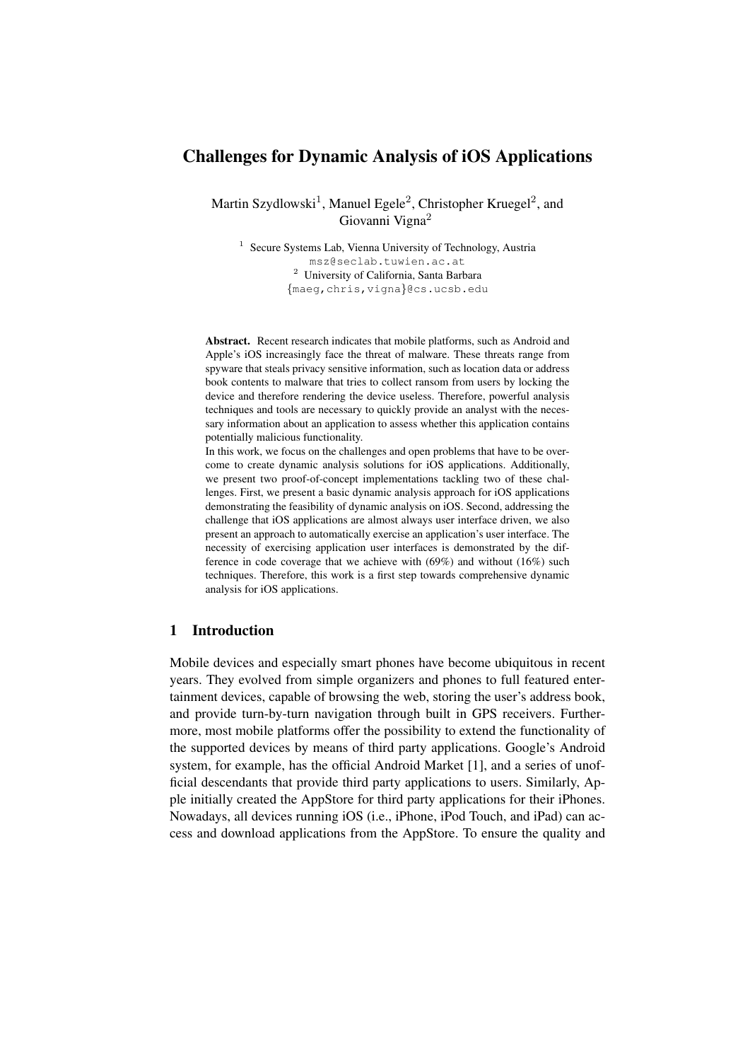# Challenges for Dynamic Analysis of iOS Applications

Martin Szydlowski[1], Manuel Egele[2], Christopher Kruegel[2], and Giovanni Vigna[2]

[1] Secure Systems Lab, Vienna University of Technology, Austria
msz@seclab.tuwien.ac.at
[2] University of California, Santa Barbara
{maeg,chris,vigna}@cs.ucsb.edu

**Abstract.** Recent research indicates that mobile platforms, such as Android and Apple's iOS increasingly face the threat of malware. These threats range from spyware that steals privacy sensitive information, such as location data or address book contents to malware that tries to collect ransom from users by locking the device and therefore rendering the device useless. Therefore, powerful analysis techniques and tools are necessary to quickly provide an analyst with the necessary information about an application to assess whether this application contains potentially malicious functionality.

In this work, we focus on the challenges and open problems that have to be overcome to create dynamic analysis solutions for iOS applications. Additionally, we present two proof-of-concept implementations tackling two of these challenges. First, we present a basic dynamic analysis approach for iOS applications demonstrating the feasibility of dynamic analysis on iOS. Second, addressing the challenge that iOS applications are almost always user interface driven, we also present an approach to automatically exercise an application's user interface. The necessity of exercising application user interfaces is demonstrated by the difference in code coverage that we achieve with (69%) and without (16%) such techniques. Therefore, this work is a first step towards comprehensive dynamic analysis for iOS applications.

## 1 Introduction

Mobile devices and especially smart phones have become ubiquitous in recent years. They evolved from simple organizers and phones to full featured entertainment devices, capable of browsing the web, storing the user's address book, and provide turn-by-turn navigation through built in GPS receivers. Furthermore, most mobile platforms offer the possibility to extend the functionality of the supported devices by means of third party applications. Google's Android system, for example, has the official Android Market [1], and a series of unofficial descendants that provide third party applications to users. Similarly, Apple initially created the AppStore for third party applications for their iPhones. Nowadays, all devices running iOS (i.e., iPhone, iPod Touch, and iPad) can access and download applications from the AppStore. To ensure the quality and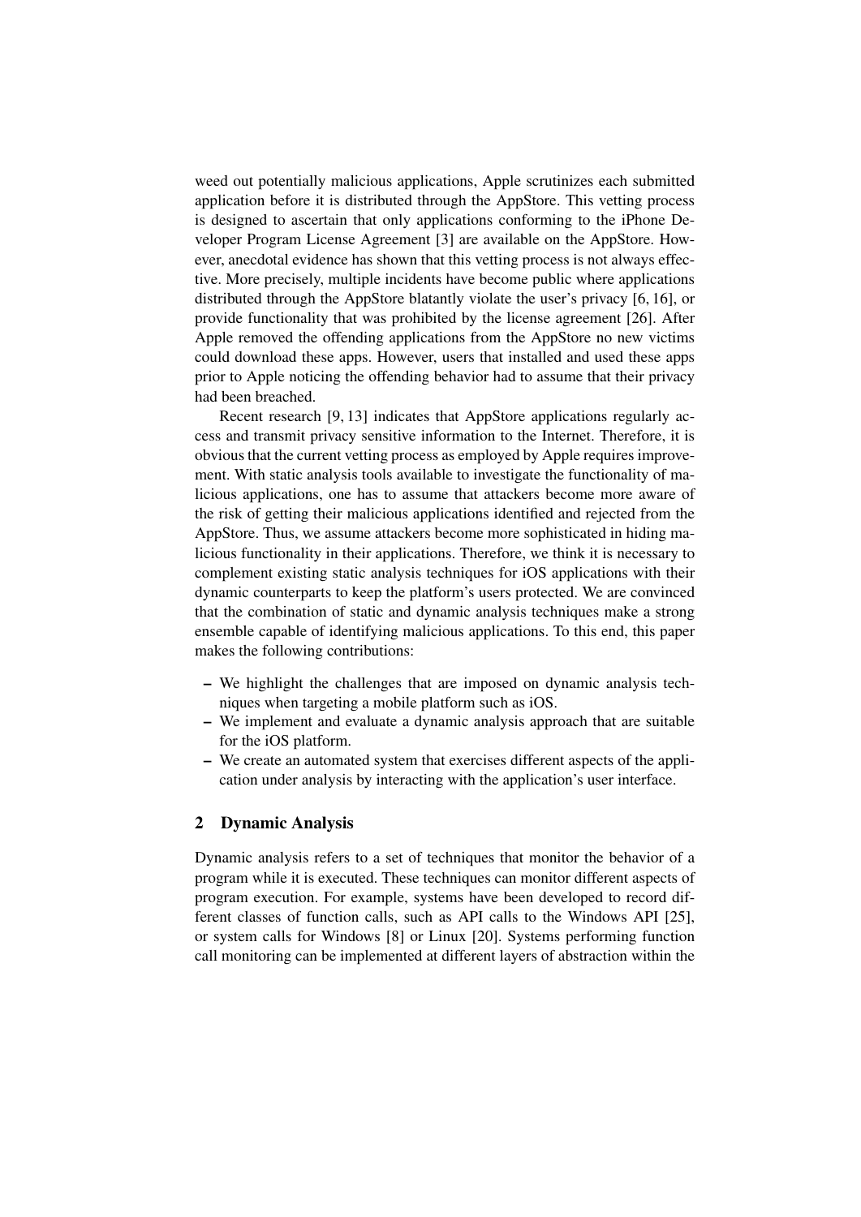weed out potentially malicious applications, Apple scrutinizes each submitted application before it is distributed through the AppStore. This vetting process is designed to ascertain that only applications conforming to the iPhone Developer Program License Agreement [3] are available on the AppStore. However, anecdotal evidence has shown that this vetting process is not always effective. More precisely, multiple incidents have become public where applications distributed through the AppStore blatantly violate the user's privacy [6, 16], or provide functionality that was prohibited by the license agreement [26]. After Apple removed the offending applications from the AppStore no new victims could download these apps. However, users that installed and used these apps prior to Apple noticing the offending behavior had to assume that their privacy had been breached.

Recent research [9, 13] indicates that AppStore applications regularly access and transmit privacy sensitive information to the Internet. Therefore, it is obvious that the current vetting process as employed by Apple requires improvement. With static analysis tools available to investigate the functionality of malicious applications, one has to assume that attackers become more aware of the risk of getting their malicious applications identified and rejected from the AppStore. Thus, we assume attackers become more sophisticated in hiding malicious functionality in their applications. Therefore, we think it is necessary to complement existing static analysis techniques for iOS applications with their dynamic counterparts to keep the platform's users protected. We are convinced that the combination of static and dynamic analysis techniques make a strong ensemble capable of identifying malicious applications. To this end, this paper makes the following contributions:

- We highlight the challenges that are imposed on dynamic analysis techniques when targeting a mobile platform such as iOS.
- We implement and evaluate a dynamic analysis approach that are suitable for the iOS platform.
- We create an automated system that exercises different aspects of the application under analysis by interacting with the application's user interface.

## 2 Dynamic Analysis

Dynamic analysis refers to a set of techniques that monitor the behavior of a program while it is executed. These techniques can monitor different aspects of program execution. For example, systems have been developed to record different classes of function calls, such as API calls to the Windows API [25], or system calls for Windows [8] or Linux [20]. Systems performing function call monitoring can be implemented at different layers of abstraction within the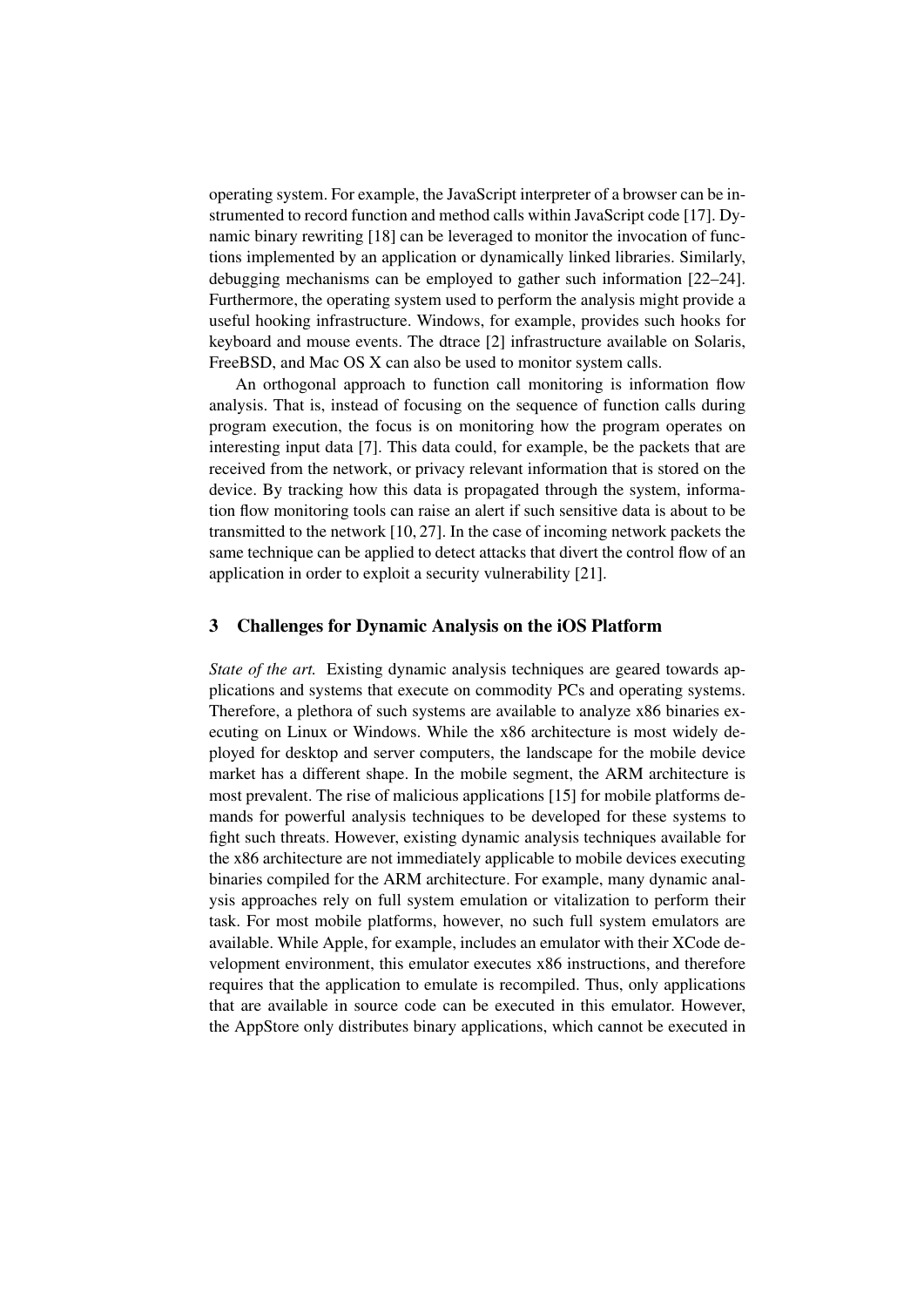operating system. For example, the JavaScript interpreter of a browser can be instrumented to record function and method calls within JavaScript code [17]. Dynamic binary rewriting [18] can be leveraged to monitor the invocation of functions implemented by an application or dynamically linked libraries. Similarly, debugging mechanisms can be employed to gather such information [22–24]. Furthermore, the operating system used to perform the analysis might provide a useful hooking infrastructure. Windows, for example, provides such hooks for keyboard and mouse events. The dtrace [2] infrastructure available on Solaris, FreeBSD, and Mac OS X can also be used to monitor system calls.

An orthogonal approach to function call monitoring is information flow analysis. That is, instead of focusing on the sequence of function calls during program execution, the focus is on monitoring how the program operates on interesting input data [7]. This data could, for example, be the packets that are received from the network, or privacy relevant information that is stored on the device. By tracking how this data is propagated through the system, information flow monitoring tools can raise an alert if such sensitive data is about to be transmitted to the network [10, 27]. In the case of incoming network packets the same technique can be applied to detect attacks that divert the control flow of an application in order to exploit a security vulnerability [21].

## 3 Challenges for Dynamic Analysis on the iOS Platform

*State of the art.* Existing dynamic analysis techniques are geared towards applications and systems that execute on commodity PCs and operating systems. Therefore, a plethora of such systems are available to analyze x86 binaries executing on Linux or Windows. While the x86 architecture is most widely deployed for desktop and server computers, the landscape for the mobile device market has a different shape. In the mobile segment, the ARM architecture is most prevalent. The rise of malicious applications [15] for mobile platforms demands for powerful analysis techniques to be developed for these systems to fight such threats. However, existing dynamic analysis techniques available for the x86 architecture are not immediately applicable to mobile devices executing binaries compiled for the ARM architecture. For example, many dynamic analysis approaches rely on full system emulation or vitalization to perform their task. For most mobile platforms, however, no such full system emulators are available. While Apple, for example, includes an emulator with their XCode development environment, this emulator executes x86 instructions, and therefore requires that the application to emulate is recompiled. Thus, only applications that are available in source code can be executed in this emulator. However, the AppStore only distributes binary applications, which cannot be executed in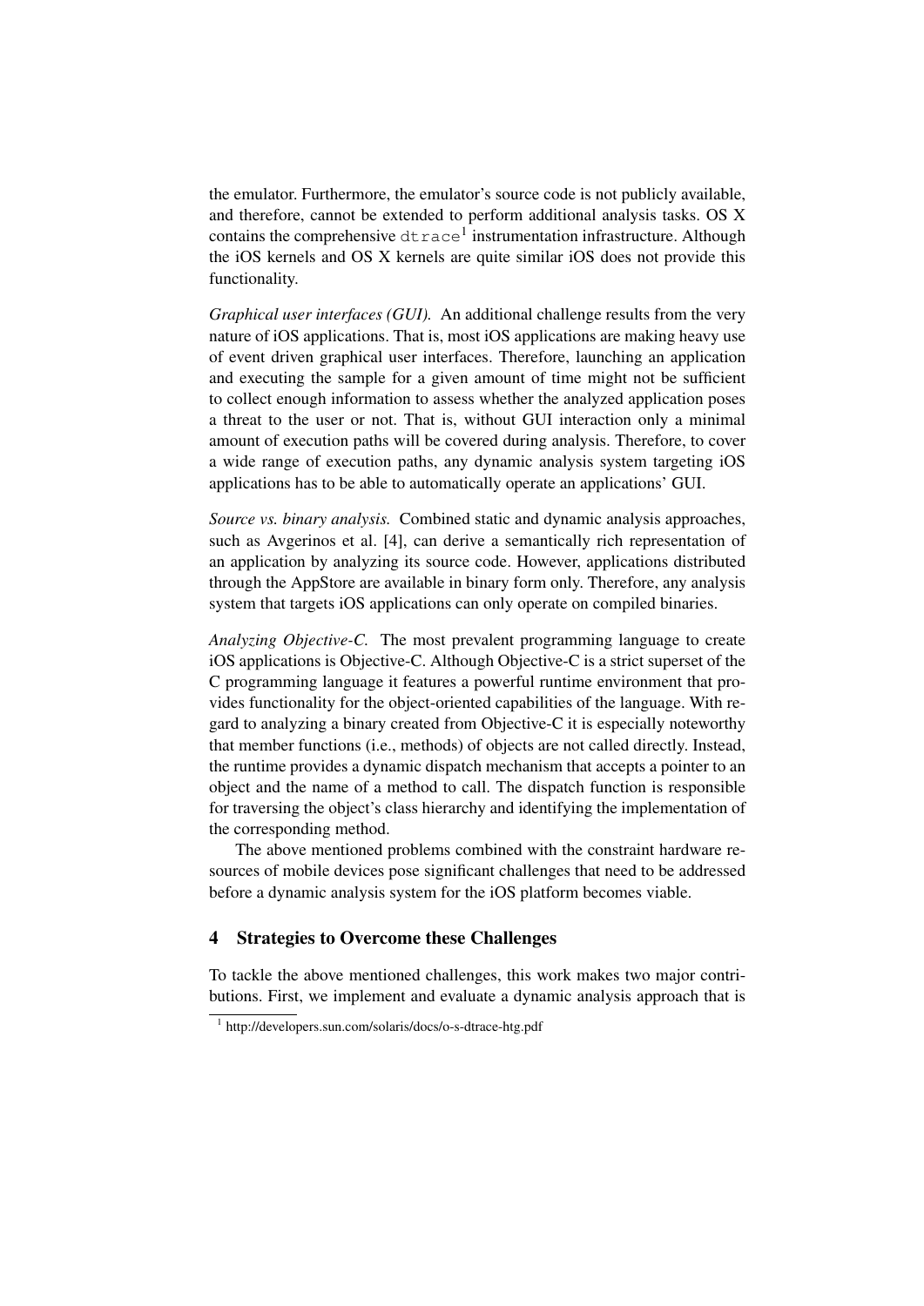the emulator. Furthermore, the emulator's source code is not publicly available, and therefore, cannot be extended to perform additional analysis tasks. OS X contains the comprehensive `dtrace`[1] instrumentation infrastructure. Although the iOS kernels and OS X kernels are quite similar iOS does not provide this functionality.

*Graphical user interfaces (GUI).* An additional challenge results from the very nature of iOS applications. That is, most iOS applications are making heavy use of event driven graphical user interfaces. Therefore, launching an application and executing the sample for a given amount of time might not be sufficient to collect enough information to assess whether the analyzed application poses a threat to the user or not. That is, without GUI interaction only a minimal amount of execution paths will be covered during analysis. Therefore, to cover a wide range of execution paths, any dynamic analysis system targeting iOS applications has to be able to automatically operate an applications' GUI.

*Source vs. binary analysis.* Combined static and dynamic analysis approaches, such as Avgerinos et al. [4], can derive a semantically rich representation of an application by analyzing its source code. However, applications distributed through the AppStore are available in binary form only. Therefore, any analysis system that targets iOS applications can only operate on compiled binaries.

*Analyzing Objective-C.* The most prevalent programming language to create iOS applications is Objective-C. Although Objective-C is a strict superset of the C programming language it features a powerful runtime environment that provides functionality for the object-oriented capabilities of the language. With regard to analyzing a binary created from Objective-C it is especially noteworthy that member functions (i.e., methods) of objects are not called directly. Instead, the runtime provides a dynamic dispatch mechanism that accepts a pointer to an object and the name of a method to call. The dispatch function is responsible for traversing the object's class hierarchy and identifying the implementation of the corresponding method.

The above mentioned problems combined with the constraint hardware resources of mobile devices pose significant challenges that need to be addressed before a dynamic analysis system for the iOS platform becomes viable.

## 4 Strategies to Overcome these Challenges

To tackle the above mentioned challenges, this work makes two major contributions. First, we implement and evaluate a dynamic analysis approach that is

[1] http://developers.sun.com/solaris/docs/o-s-dtrace-htg.pdf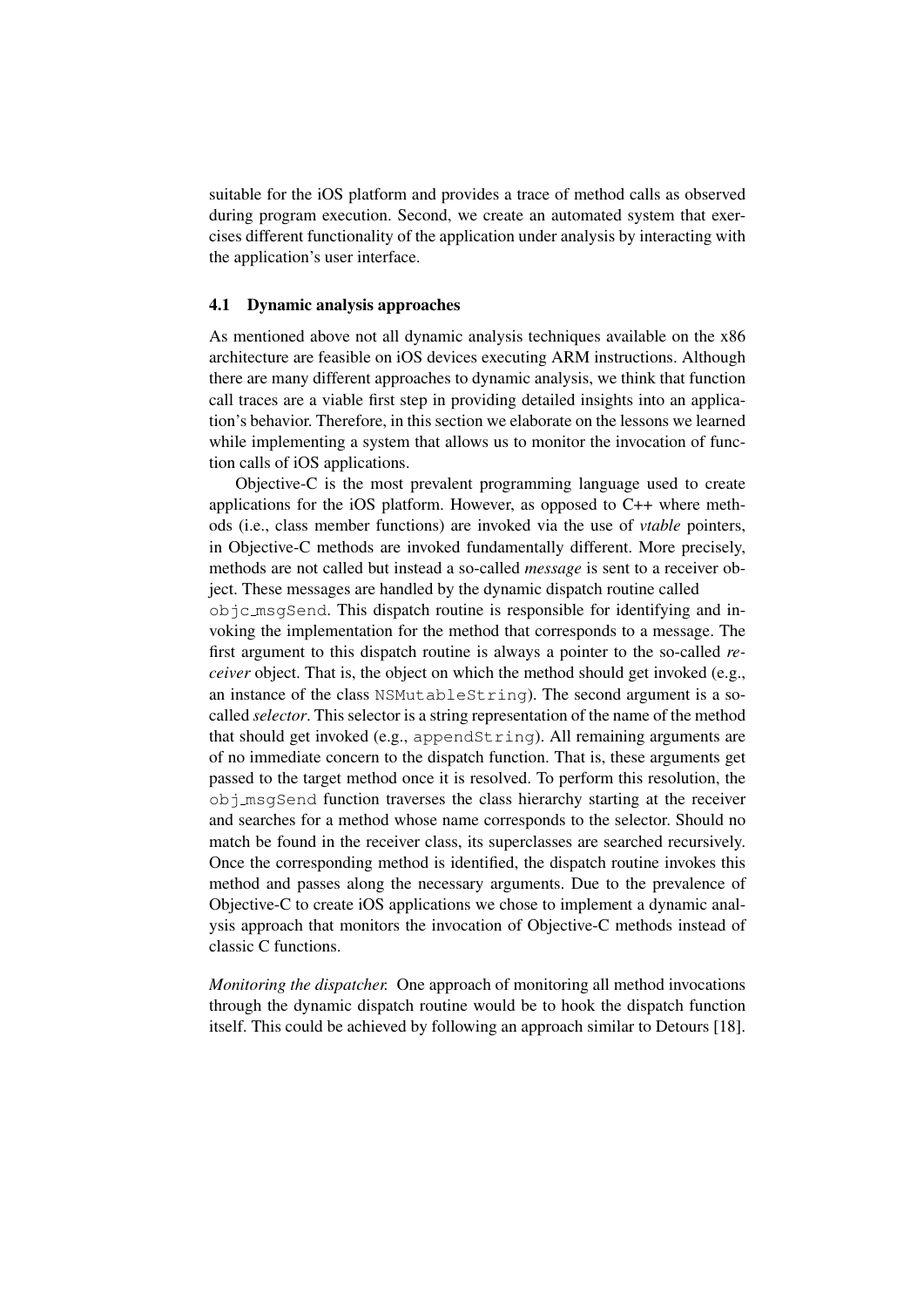suitable for the iOS platform and provides a trace of method calls as observed during program execution. Second, we create an automated system that exercises different functionality of the application under analysis by interacting with the application's user interface.

### 4.1 Dynamic analysis approaches

As mentioned above not all dynamic analysis techniques available on the x86 architecture are feasible on iOS devices executing ARM instructions. Although there are many different approaches to dynamic analysis, we think that function call traces are a viable first step in providing detailed insights into an application's behavior. Therefore, in this section we elaborate on the lessons we learned while implementing a system that allows us to monitor the invocation of function calls of iOS applications.

Objective-C is the most prevalent programming language used to create applications for the iOS platform. However, as opposed to C++ where methods (i.e., class member functions) are invoked via the use of *vtable* pointers, in Objective-C methods are invoked fundamentally different. More precisely, methods are not called but instead a so-called *message* is sent to a receiver object. These messages are handled by the dynamic dispatch routine called `objc_msgSend`. This dispatch routine is responsible for identifying and invoking the implementation for the method that corresponds to a message. The first argument to this dispatch routine is always a pointer to the so-called *receiver* object. That is, the object on which the method should get invoked (e.g., an instance of the class `NSMutableString`). The second argument is a so-called *selector*. This selector is a string representation of the name of the method that should get invoked (e.g., `appendString`). All remaining arguments are of no immediate concern to the dispatch function. That is, these arguments get passed to the target method once it is resolved. To perform this resolution, the `obj_msgSend` function traverses the class hierarchy starting at the receiver and searches for a method whose name corresponds to the selector. Should no match be found in the receiver class, its superclasses are searched recursively. Once the corresponding method is identified, the dispatch routine invokes this method and passes along the necessary arguments. Due to the prevalence of Objective-C to create iOS applications we chose to implement a dynamic analysis approach that monitors the invocation of Objective-C methods instead of classic C functions.

*Monitoring the dispatcher.* One approach of monitoring all method invocations through the dynamic dispatch routine would be to hook the dispatch function itself. This could be achieved by following an approach similar to Detours [18].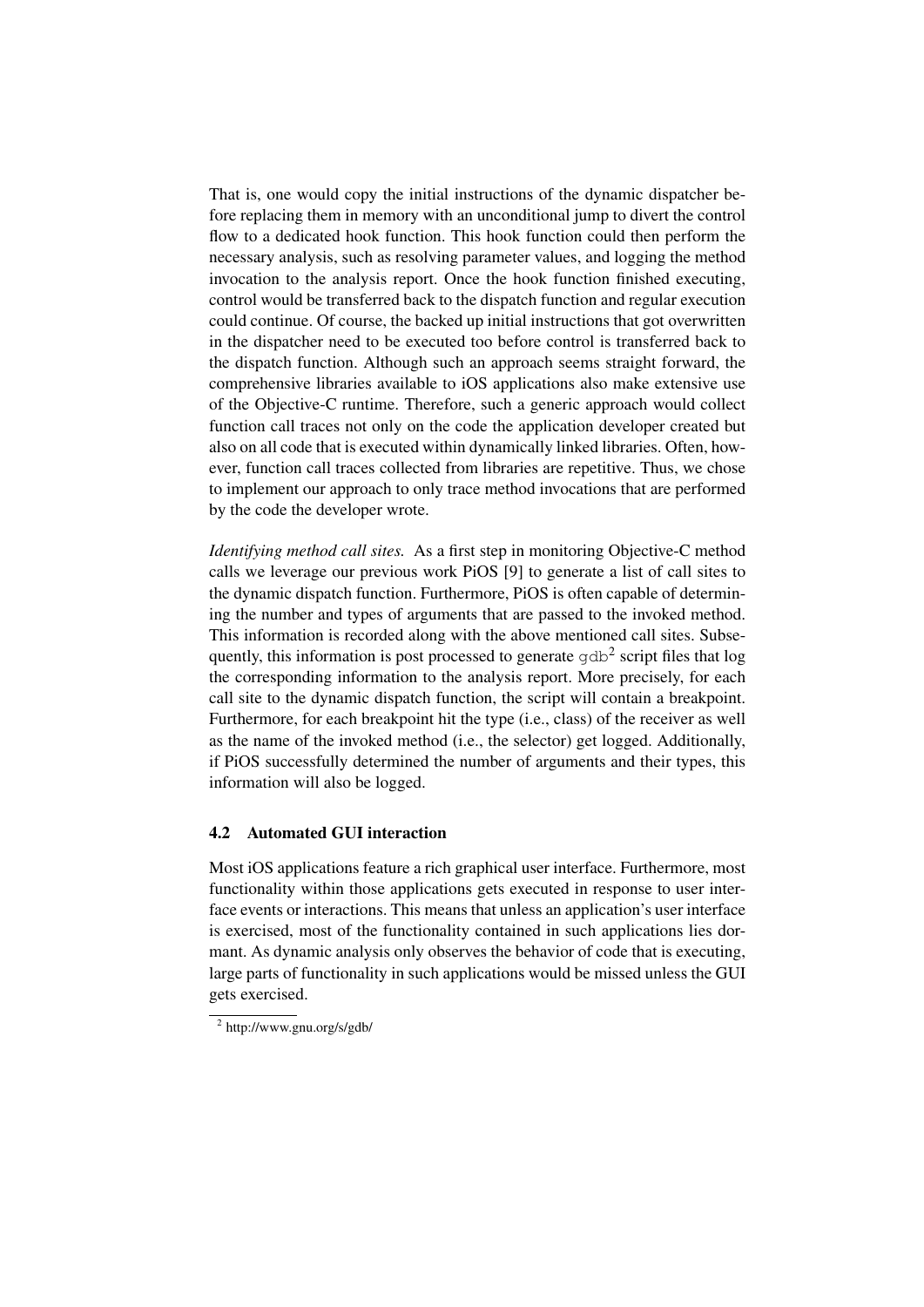That is, one would copy the initial instructions of the dynamic dispatcher before replacing them in memory with an unconditional jump to divert the control flow to a dedicated hook function. This hook function could then perform the necessary analysis, such as resolving parameter values, and logging the method invocation to the analysis report. Once the hook function finished executing, control would be transferred back to the dispatch function and regular execution could continue. Of course, the backed up initial instructions that got overwritten in the dispatcher need to be executed too before control is transferred back to the dispatch function. Although such an approach seems straight forward, the comprehensive libraries available to iOS applications also make extensive use of the Objective-C runtime. Therefore, such a generic approach would collect function call traces not only on the code the application developer created but also on all code that is executed within dynamically linked libraries. Often, however, function call traces collected from libraries are repetitive. Thus, we chose to implement our approach to only trace method invocations that are performed by the code the developer wrote.

*Identifying method call sites.* As a first step in monitoring Objective-C method calls we leverage our previous work PiOS [9] to generate a list of call sites to the dynamic dispatch function. Furthermore, PiOS is often capable of determining the number and types of arguments that are passed to the invoked method. This information is recorded along with the above mentioned call sites. Subsequently, this information is post processed to generate `gdb`[2] script files that log the corresponding information to the analysis report. More precisely, for each call site to the dynamic dispatch function, the script will contain a breakpoint. Furthermore, for each breakpoint hit the type (i.e., class) of the receiver as well as the name of the invoked method (i.e., the selector) get logged. Additionally, if PiOS successfully determined the number of arguments and their types, this information will also be logged.

### 4.2 Automated GUI interaction

Most iOS applications feature a rich graphical user interface. Furthermore, most functionality within those applications gets executed in response to user interface events or interactions. This means that unless an application's user interface is exercised, most of the functionality contained in such applications lies dormant. As dynamic analysis only observes the behavior of code that is executing, large parts of functionality in such applications would be missed unless the GUI gets exercised.

[2] http://www.gnu.org/s/gdb/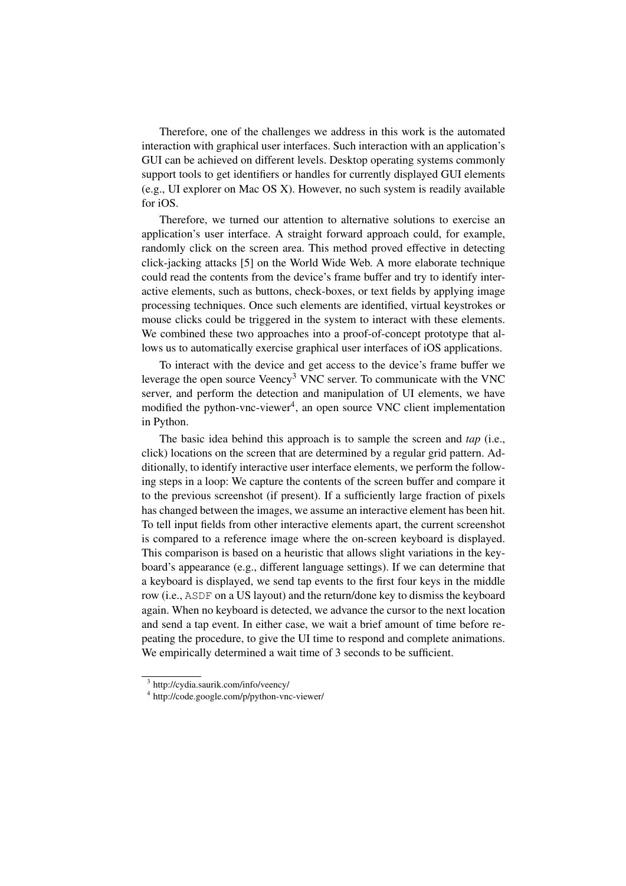Therefore, one of the challenges we address in this work is the automated interaction with graphical user interfaces. Such interaction with an application's GUI can be achieved on different levels. Desktop operating systems commonly support tools to get identifiers or handles for currently displayed GUI elements (e.g., UI explorer on Mac OS X). However, no such system is readily available for iOS.

Therefore, we turned our attention to alternative solutions to exercise an application's user interface. A straight forward approach could, for example, randomly click on the screen area. This method proved effective in detecting click-jacking attacks [5] on the World Wide Web. A more elaborate technique could read the contents from the device's frame buffer and try to identify interactive elements, such as buttons, check-boxes, or text fields by applying image processing techniques. Once such elements are identified, virtual keystrokes or mouse clicks could be triggered in the system to interact with these elements. We combined these two approaches into a proof-of-concept prototype that allows us to automatically exercise graphical user interfaces of iOS applications.

To interact with the device and get access to the device's frame buffer we leverage the open source Veency[3] VNC server. To communicate with the VNC server, and perform the detection and manipulation of UI elements, we have modified the python-vnc-viewer[4], an open source VNC client implementation in Python.

The basic idea behind this approach is to sample the screen and *tap* (i.e., click) locations on the screen that are determined by a regular grid pattern. Additionally, to identify interactive user interface elements, we perform the following steps in a loop: We capture the contents of the screen buffer and compare it to the previous screenshot (if present). If a sufficiently large fraction of pixels has changed between the images, we assume an interactive element has been hit. To tell input fields from other interactive elements apart, the current screenshot is compared to a reference image where the on-screen keyboard is displayed. This comparison is based on a heuristic that allows slight variations in the keyboard's appearance (e.g., different language settings). If we can determine that a keyboard is displayed, we send tap events to the first four keys in the middle row (i.e., `ASDF` on a US layout) and the return/done key to dismiss the keyboard again. When no keyboard is detected, we advance the cursor to the next location and send a tap event. In either case, we wait a brief amount of time before repeating the procedure, to give the UI time to respond and complete animations. We empirically determined a wait time of 3 seconds to be sufficient.

[3] http://cydia.saurik.com/info/veency/

[4] http://code.google.com/p/python-vnc-viewer/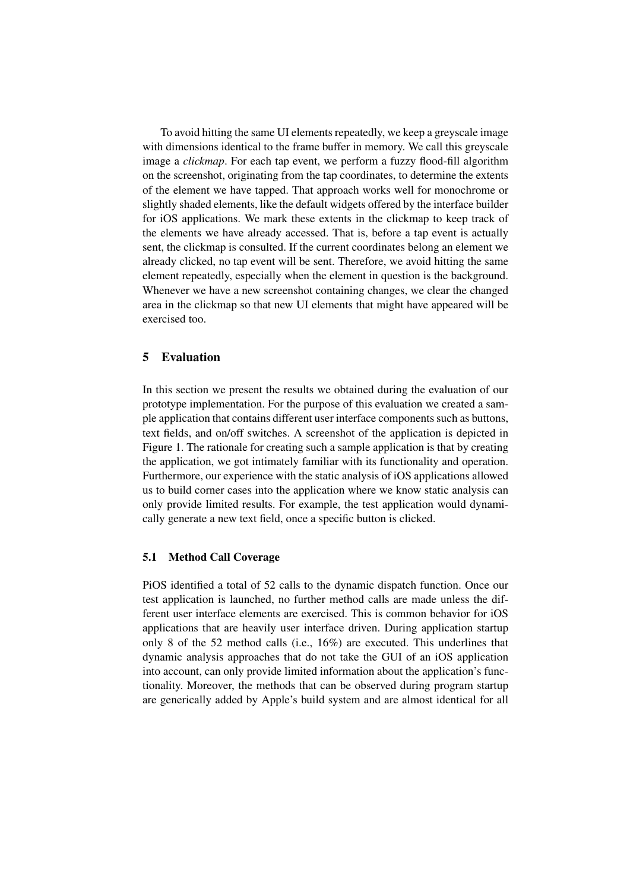To avoid hitting the same UI elements repeatedly, we keep a greyscale image with dimensions identical to the frame buffer in memory. We call this greyscale image a *clickmap*. For each tap event, we perform a fuzzy flood-fill algorithm on the screenshot, originating from the tap coordinates, to determine the extents of the element we have tapped. That approach works well for monochrome or slightly shaded elements, like the default widgets offered by the interface builder for iOS applications. We mark these extents in the clickmap to keep track of the elements we have already accessed. That is, before a tap event is actually sent, the clickmap is consulted. If the current coordinates belong an element we already clicked, no tap event will be sent. Therefore, we avoid hitting the same element repeatedly, especially when the element in question is the background. Whenever we have a new screenshot containing changes, we clear the changed area in the clickmap so that new UI elements that might have appeared will be exercised too.

## 5 Evaluation

In this section we present the results we obtained during the evaluation of our prototype implementation. For the purpose of this evaluation we created a sample application that contains different user interface components such as buttons, text fields, and on/off switches. A screenshot of the application is depicted in Figure 1. The rationale for creating such a sample application is that by creating the application, we got intimately familiar with its functionality and operation. Furthermore, our experience with the static analysis of iOS applications allowed us to build corner cases into the application where we know static analysis can only provide limited results. For example, the test application would dynamically generate a new text field, once a specific button is clicked.

### 5.1 Method Call Coverage

PiOS identified a total of 52 calls to the dynamic dispatch function. Once our test application is launched, no further method calls are made unless the different user interface elements are exercised. This is common behavior for iOS applications that are heavily user interface driven. During application startup only 8 of the 52 method calls (i.e., 16%) are executed. This underlines that dynamic analysis approaches that do not take the GUI of an iOS application into account, can only provide limited information about the application's functionality. Moreover, the methods that can be observed during program startup are generically added by Apple's build system and are almost identical for all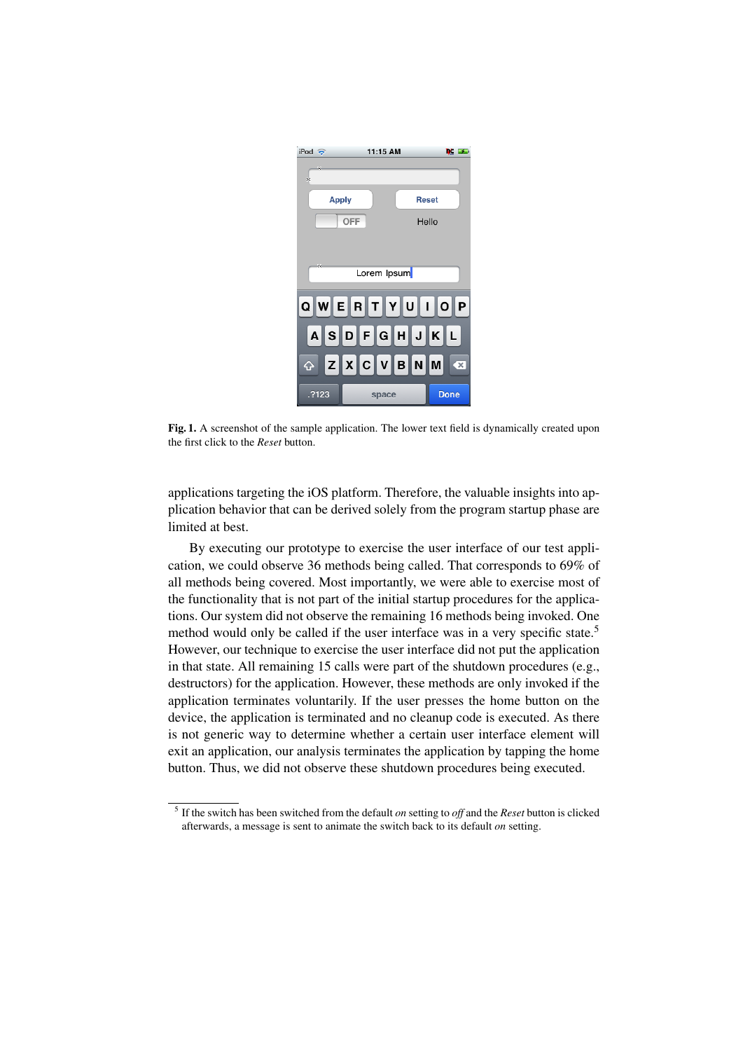**Fig. 1.** A screenshot of the sample application. The lower text field is dynamically created upon the first click to the *Reset* button.

applications targeting the iOS platform. Therefore, the valuable insights into application behavior that can be derived solely from the program startup phase are limited at best.

By executing our prototype to exercise the user interface of our test application, we could observe 36 methods being called. That corresponds to 69% of all methods being covered. Most importantly, we were able to exercise most of the functionality that is not part of the initial startup procedures for the applications. Our system did not observe the remaining 16 methods being invoked. One method would only be called if the user interface was in a very specific state.[5] However, our technique to exercise the user interface did not put the application in that state. All remaining 15 calls were part of the shutdown procedures (e.g., destructors) for the application. However, these methods are only invoked if the application terminates voluntarily. If the user presses the home button on the device, the application is terminated and no cleanup code is executed. As there is not generic way to determine whether a certain user interface element will exit an application, our analysis terminates the application by tapping the home button. Thus, we did not observe these shutdown procedures being executed.

[5] If the switch has been switched from the default *on* setting to *off* and the *Reset* button is clicked afterwards, a message is sent to animate the switch back to its default *on* setting.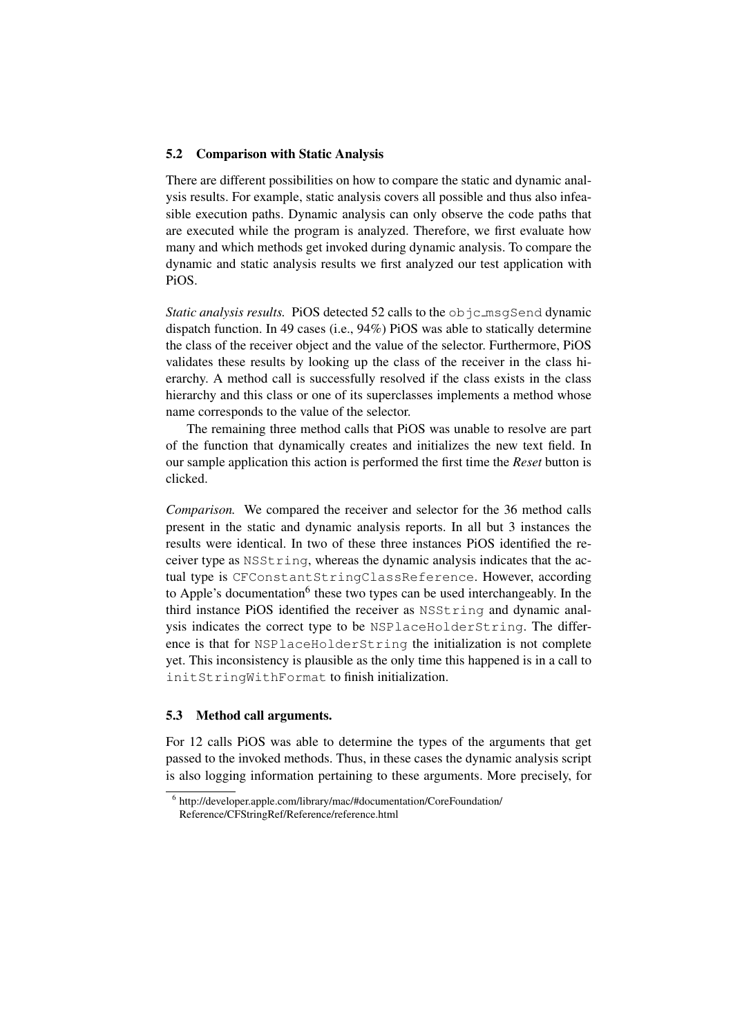### 5.2 Comparison with Static Analysis

There are different possibilities on how to compare the static and dynamic analysis results. For example, static analysis covers all possible and thus also infeasible execution paths. Dynamic analysis can only observe the code paths that are executed while the program is analyzed. Therefore, we first evaluate how many and which methods get invoked during dynamic analysis. To compare the dynamic and static analysis results we first analyzed our test application with PiOS.

*Static analysis results.* PiOS detected 52 calls to the `objc_msgSend` dynamic dispatch function. In 49 cases (i.e., 94%) PiOS was able to statically determine the class of the receiver object and the value of the selector. Furthermore, PiOS validates these results by looking up the class of the receiver in the class hierarchy. A method call is successfully resolved if the class exists in the class hierarchy and this class or one of its superclasses implements a method whose name corresponds to the value of the selector.

The remaining three method calls that PiOS was unable to resolve are part of the function that dynamically creates and initializes the new text field. In our sample application this action is performed the first time the *Reset* button is clicked.

*Comparison.* We compared the receiver and selector for the 36 method calls present in the static and dynamic analysis reports. In all but 3 instances the results were identical. In two of these three instances PiOS identified the receiver type as `NSString`, whereas the dynamic analysis indicates that the actual type is `CFConstantStringClassReference`. However, according to Apple's documentation[6] these two types can be used interchangeably. In the third instance PiOS identified the receiver as `NSString` and dynamic analysis indicates the correct type to be `NSPlaceHolderString`. The difference is that for `NSPlaceHolderString` the initialization is not complete yet. This inconsistency is plausible as the only time this happened is in a call to `initStringWithFormat` to finish initialization.

### 5.3 Method call arguments.

For 12 calls PiOS was able to determine the types of the arguments that get passed to the invoked methods. Thus, in these cases the dynamic analysis script is also logging information pertaining to these arguments. More precisely, for

[6] http://developer.apple.com/library/mac/#documentation/CoreFoundation/Reference/CFStringRef/Reference/reference.html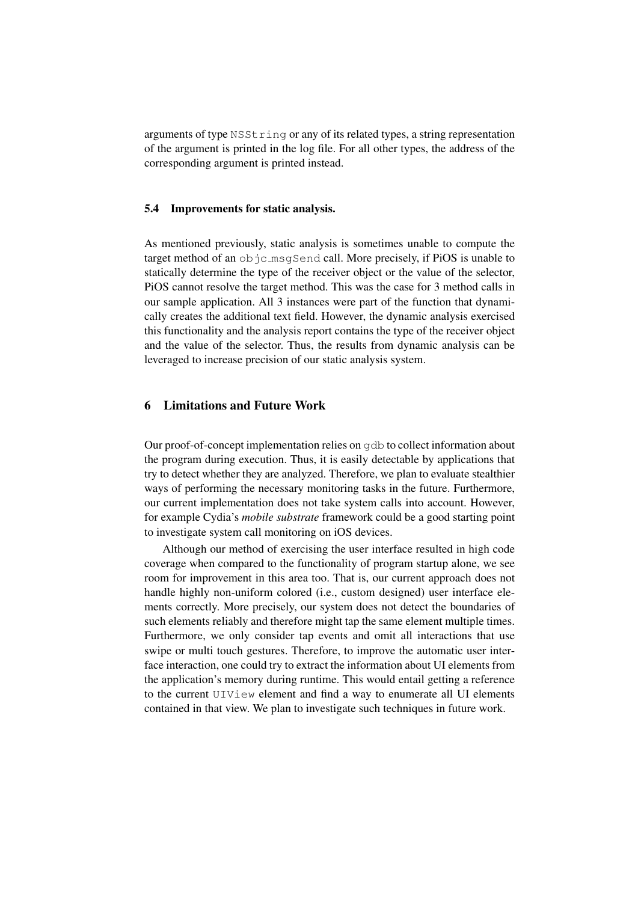arguments of type `NSString` or any of its related types, a string representation of the argument is printed in the log file. For all other types, the address of the corresponding argument is printed instead.

### 5.4 Improvements for static analysis.

As mentioned previously, static analysis is sometimes unable to compute the target method of an `objc_msgSend` call. More precisely, if PiOS is unable to statically determine the type of the receiver object or the value of the selector, PiOS cannot resolve the target method. This was the case for 3 method calls in our sample application. All 3 instances were part of the function that dynamically creates the additional text field. However, the dynamic analysis exercised this functionality and the analysis report contains the type of the receiver object and the value of the selector. Thus, the results from dynamic analysis can be leveraged to increase precision of our static analysis system.

## 6 Limitations and Future Work

Our proof-of-concept implementation relies on `gdb` to collect information about the program during execution. Thus, it is easily detectable by applications that try to detect whether they are analyzed. Therefore, we plan to evaluate stealthier ways of performing the necessary monitoring tasks in the future. Furthermore, our current implementation does not take system calls into account. However, for example Cydia's *mobile substrate* framework could be a good starting point to investigate system call monitoring on iOS devices.

Although our method of exercising the user interface resulted in high code coverage when compared to the functionality of program startup alone, we see room for improvement in this area too. That is, our current approach does not handle highly non-uniform colored (i.e., custom designed) user interface elements correctly. More precisely, our system does not detect the boundaries of such elements reliably and therefore might tap the same element multiple times. Furthermore, we only consider tap events and omit all interactions that use swipe or multi touch gestures. Therefore, to improve the automatic user interface interaction, one could try to extract the information about UI elements from the application's memory during runtime. This would entail getting a reference to the current `UIView` element and find a way to enumerate all UI elements contained in that view. We plan to investigate such techniques in future work.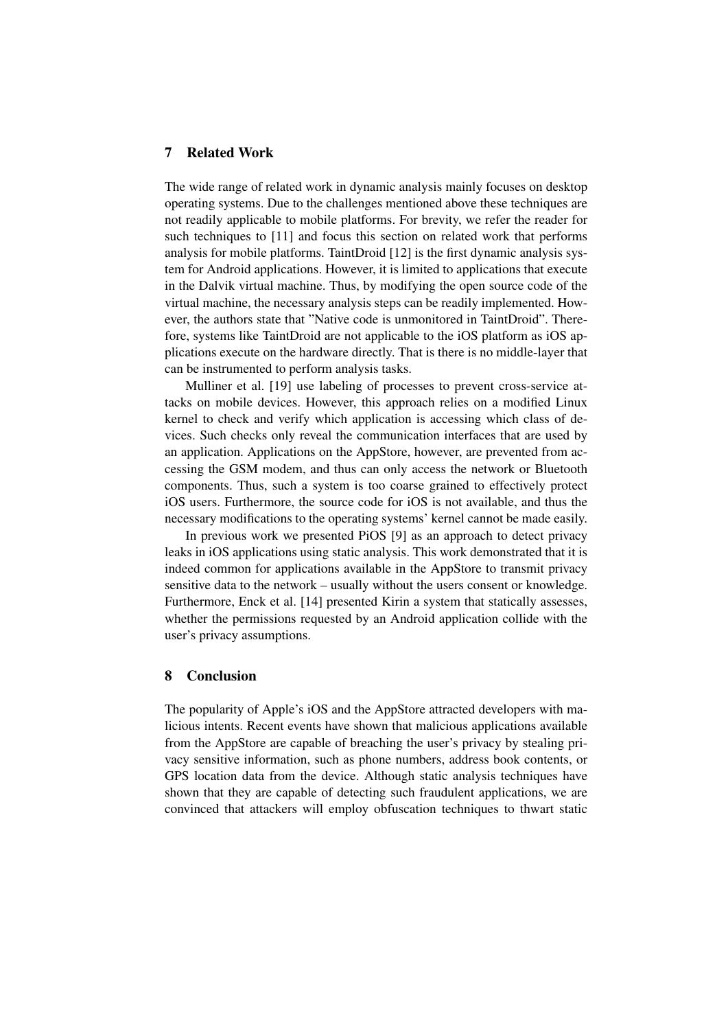## 7 Related Work

The wide range of related work in dynamic analysis mainly focuses on desktop operating systems. Due to the challenges mentioned above these techniques are not readily applicable to mobile platforms. For brevity, we refer the reader for such techniques to [11] and focus this section on related work that performs analysis for mobile platforms. TaintDroid [12] is the first dynamic analysis system for Android applications. However, it is limited to applications that execute in the Dalvik virtual machine. Thus, by modifying the open source code of the virtual machine, the necessary analysis steps can be readily implemented. However, the authors state that "Native code is unmonitored in TaintDroid". Therefore, systems like TaintDroid are not applicable to the iOS platform as iOS applications execute on the hardware directly. That is there is no middle-layer that can be instrumented to perform analysis tasks.

Mulliner et al. [19] use labeling of processes to prevent cross-service attacks on mobile devices. However, this approach relies on a modified Linux kernel to check and verify which application is accessing which class of devices. Such checks only reveal the communication interfaces that are used by an application. Applications on the AppStore, however, are prevented from accessing the GSM modem, and thus can only access the network or Bluetooth components. Thus, such a system is too coarse grained to effectively protect iOS users. Furthermore, the source code for iOS is not available, and thus the necessary modifications to the operating systems' kernel cannot be made easily.

In previous work we presented PiOS [9] as an approach to detect privacy leaks in iOS applications using static analysis. This work demonstrated that it is indeed common for applications available in the AppStore to transmit privacy sensitive data to the network – usually without the users consent or knowledge. Furthermore, Enck et al. [14] presented Kirin a system that statically assesses, whether the permissions requested by an Android application collide with the user's privacy assumptions.

## 8 Conclusion

The popularity of Apple's iOS and the AppStore attracted developers with malicious intents. Recent events have shown that malicious applications available from the AppStore are capable of breaching the user's privacy by stealing privacy sensitive information, such as phone numbers, address book contents, or GPS location data from the device. Although static analysis techniques have shown that they are capable of detecting such fraudulent applications, we are convinced that attackers will employ obfuscation techniques to thwart static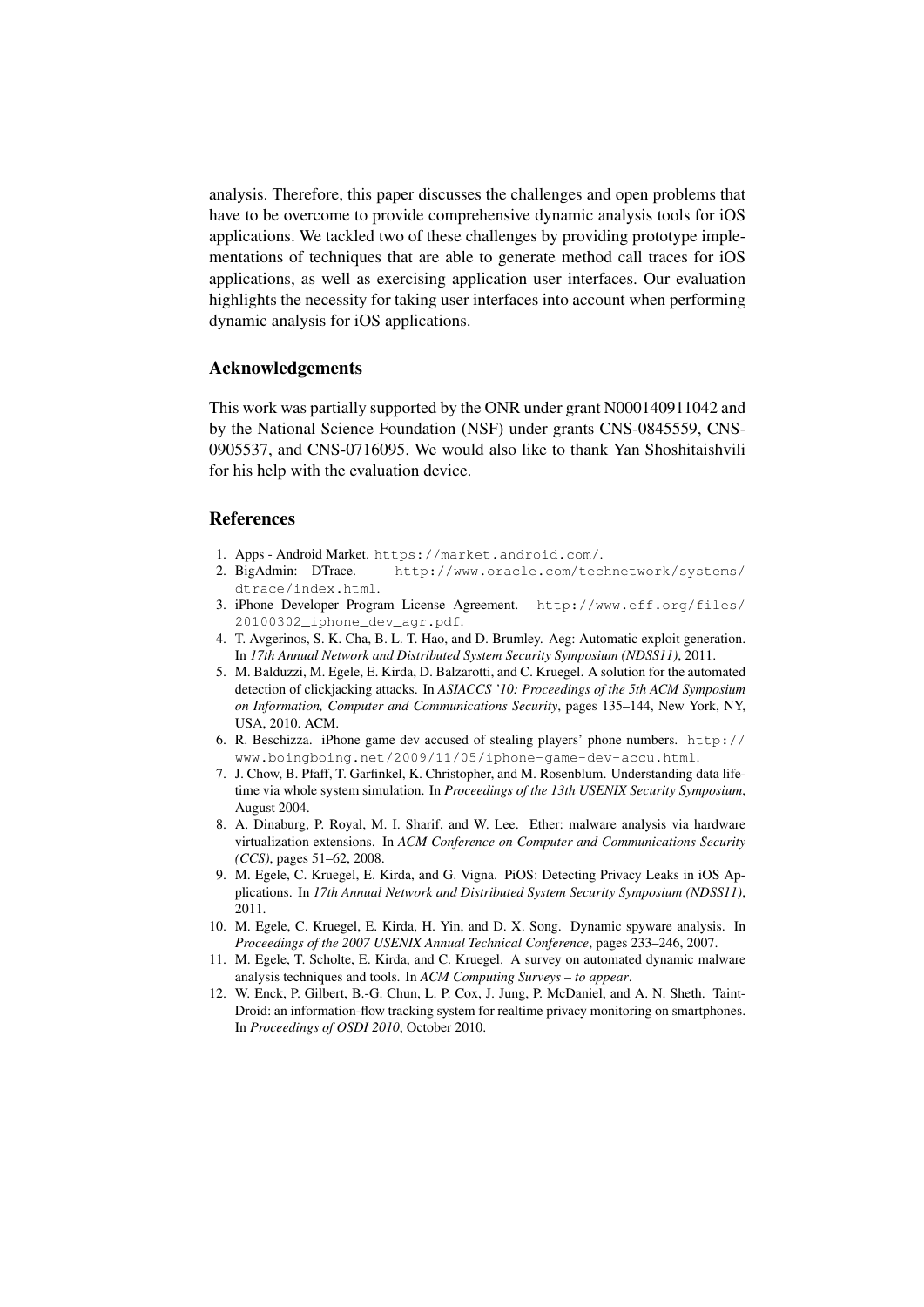analysis. Therefore, this paper discusses the challenges and open problems that have to be overcome to provide comprehensive dynamic analysis tools for iOS applications. We tackled two of these challenges by providing prototype implementations of techniques that are able to generate method call traces for iOS applications, as well as exercising application user interfaces. Our evaluation highlights the necessity for taking user interfaces into account when performing dynamic analysis for iOS applications.

## Acknowledgements

This work was partially supported by the ONR under grant N000140911042 and by the National Science Foundation (NSF) under grants CNS-0845559, CNS-0905537, and CNS-0716095. We would also like to thank Yan Shoshitaishvili for his help with the evaluation device.

## References

1. Apps - Android Market. `https://market.android.com/`.
2. BigAdmin: DTrace. `http://www.oracle.com/technetwork/systems/dtrace/index.html`.
3. iPhone Developer Program License Agreement. `http://www.eff.org/files/20100302_iphone_dev_agr.pdf`.
4. T. Avgerinos, S. K. Cha, B. L. T. Hao, and D. Brumley. Aeg: Automatic exploit generation. In *17th Annual Network and Distributed System Security Symposium (NDSS11)*, 2011.
5. M. Balduzzi, M. Egele, E. Kirda, D. Balzarotti, and C. Kruegel. A solution for the automated detection of clickjacking attacks. In *ASIACCS '10: Proceedings of the 5th ACM Symposium on Information, Computer and Communications Security*, pages 135–144, New York, NY, USA, 2010. ACM.
6. R. Beschizza. iPhone game dev accused of stealing players' phone numbers. `http://www.boingboing.net/2009/11/05/iphone-game-dev-accu.html`.
7. J. Chow, B. Pfaff, T. Garfinkel, K. Christopher, and M. Rosenblum. Understanding data lifetime via whole system simulation. In *Proceedings of the 13th USENIX Security Symposium*, August 2004.
8. A. Dinaburg, P. Royal, M. I. Sharif, and W. Lee. Ether: malware analysis via hardware virtualization extensions. In *ACM Conference on Computer and Communications Security (CCS)*, pages 51–62, 2008.
9. M. Egele, C. Kruegel, E. Kirda, and G. Vigna. PiOS: Detecting Privacy Leaks in iOS Applications. In *17th Annual Network and Distributed System Security Symposium (NDSS11)*, 2011.
10. M. Egele, C. Kruegel, E. Kirda, H. Yin, and D. X. Song. Dynamic spyware analysis. In *Proceedings of the 2007 USENIX Annual Technical Conference*, pages 233–246, 2007.
11. M. Egele, T. Scholte, E. Kirda, and C. Kruegel. A survey on automated dynamic malware analysis techniques and tools. In *ACM Computing Surveys – to appear*.
12. W. Enck, P. Gilbert, B.-G. Chun, L. P. Cox, J. Jung, P. McDaniel, and A. N. Sheth. TaintDroid: an information-flow tracking system for realtime privacy monitoring on smartphones. In *Proceedings of OSDI 2010*, October 2010.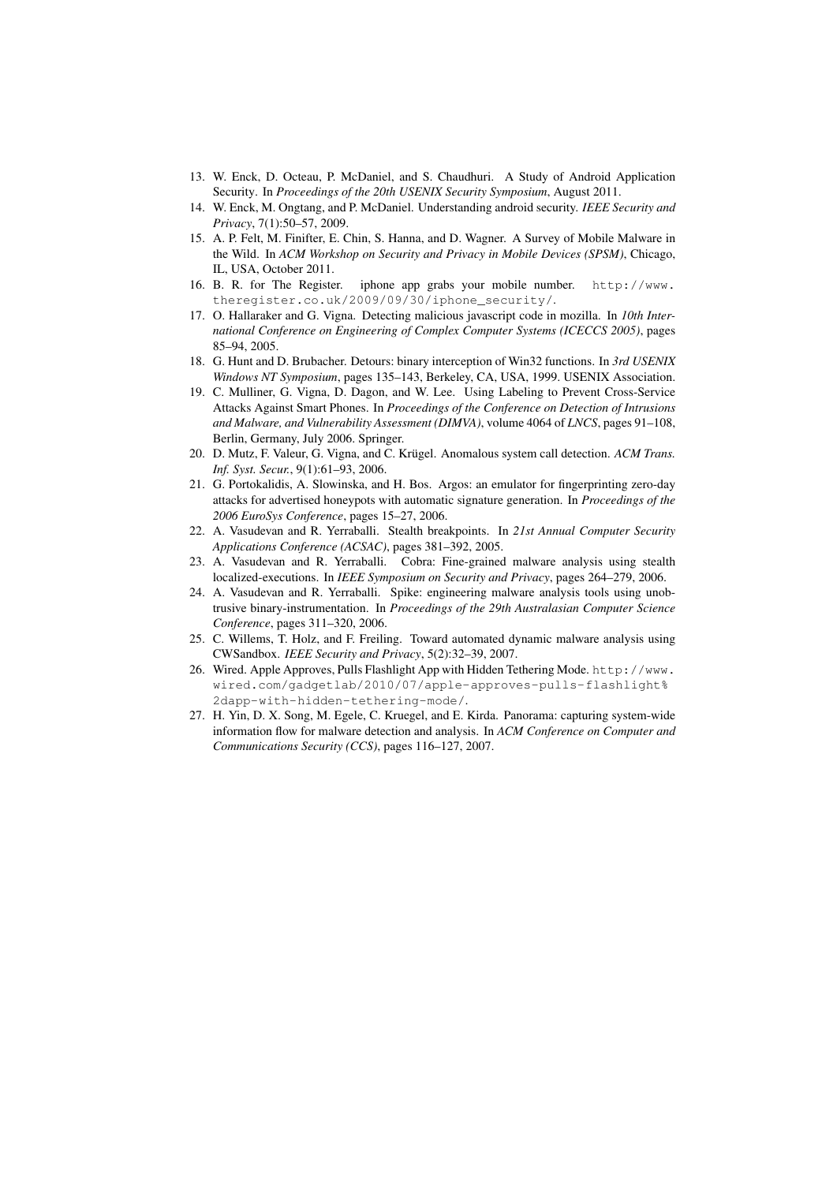13. W. Enck, D. Octeau, P. McDaniel, and S. Chaudhuri. A Study of Android Application Security. In *Proceedings of the 20th USENIX Security Symposium*, August 2011.
14. W. Enck, M. Ongtang, and P. McDaniel. Understanding android security. *IEEE Security and Privacy*, 7(1):50–57, 2009.
15. A. P. Felt, M. Finifter, E. Chin, S. Hanna, and D. Wagner. A Survey of Mobile Malware in the Wild. In *ACM Workshop on Security and Privacy in Mobile Devices (SPSM)*, Chicago, IL, USA, October 2011.
16. B. R. for The Register. iphone app grabs your mobile number. `http://www.theregister.co.uk/2009/09/30/iphone_security/`.
17. O. Hallaraker and G. Vigna. Detecting malicious javascript code in mozilla. In *10th International Conference on Engineering of Complex Computer Systems (ICECCS 2005)*, pages 85–94, 2005.
18. G. Hunt and D. Brubacher. Detours: binary interception of Win32 functions. In *3rd USENIX Windows NT Symposium*, pages 135–143, Berkeley, CA, USA, 1999. USENIX Association.
19. C. Mulliner, G. Vigna, D. Dagon, and W. Lee. Using Labeling to Prevent Cross-Service Attacks Against Smart Phones. In *Proceedings of the Conference on Detection of Intrusions and Malware, and Vulnerability Assessment (DIMVA)*, volume 4064 of *LNCS*, pages 91–108, Berlin, Germany, July 2006. Springer.
20. D. Mutz, F. Valeur, G. Vigna, and C. Krügel. Anomalous system call detection. *ACM Trans. Inf. Syst. Secur.*, 9(1):61–93, 2006.
21. G. Portokalidis, A. Slowinska, and H. Bos. Argos: an emulator for fingerprinting zero-day attacks for advertised honeypots with automatic signature generation. In *Proceedings of the 2006 EuroSys Conference*, pages 15–27, 2006.
22. A. Vasudevan and R. Yerraballi. Stealth breakpoints. In *21st Annual Computer Security Applications Conference (ACSAC)*, pages 381–392, 2005.
23. A. Vasudevan and R. Yerraballi. Cobra: Fine-grained malware analysis using stealth localized-executions. In *IEEE Symposium on Security and Privacy*, pages 264–279, 2006.
24. A. Vasudevan and R. Yerraballi. Spike: engineering malware analysis tools using unobtrusive binary-instrumentation. In *Proceedings of the 29th Australasian Computer Science Conference*, pages 311–320, 2006.
25. C. Willems, T. Holz, and F. Freiling. Toward automated dynamic malware analysis using CWSandbox. *IEEE Security and Privacy*, 5(2):32–39, 2007.
26. Wired. Apple Approves, Pulls Flashlight App with Hidden Tethering Mode. `http://www.wired.com/gadgetlab/2010/07/apple-approves-pulls-flashlight%2dapp-with-hidden-tethering-mode/`.
27. H. Yin, D. X. Song, M. Egele, C. Kruegel, and E. Kirda. Panorama: capturing system-wide information flow for malware detection and analysis. In *ACM Conference on Computer and Communications Security (CCS)*, pages 116–127, 2007.